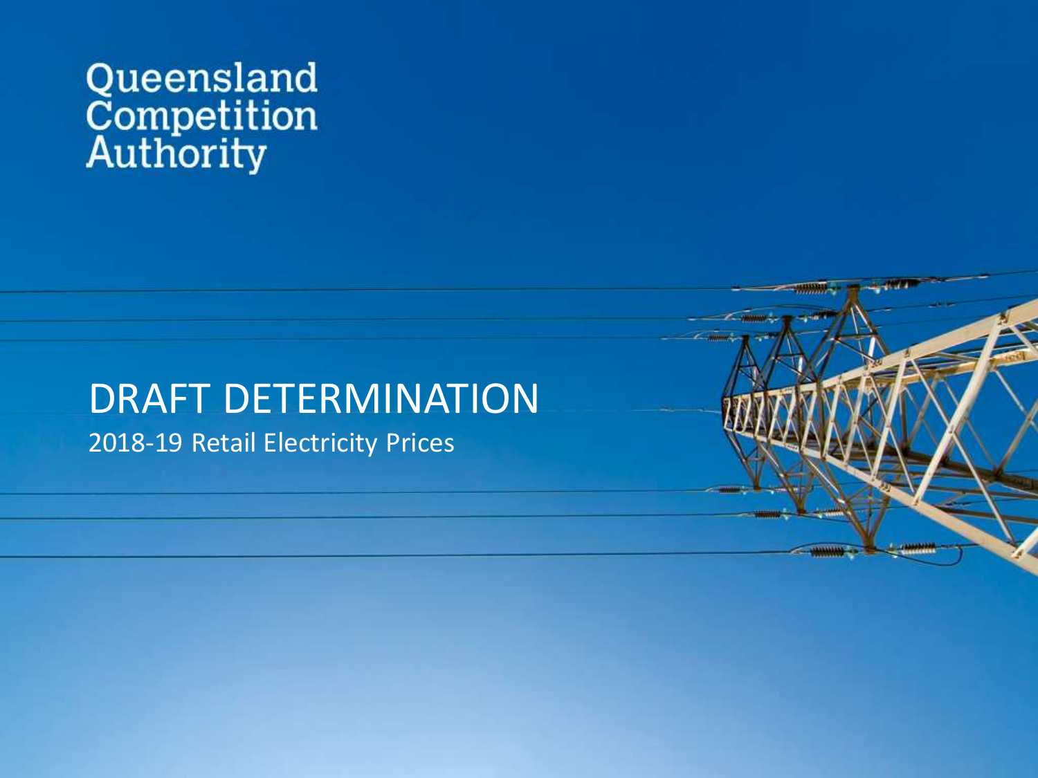Queensland Competition Authority

# DRAFT DETERMINATION

## 2018-19 Retail Electricity Prices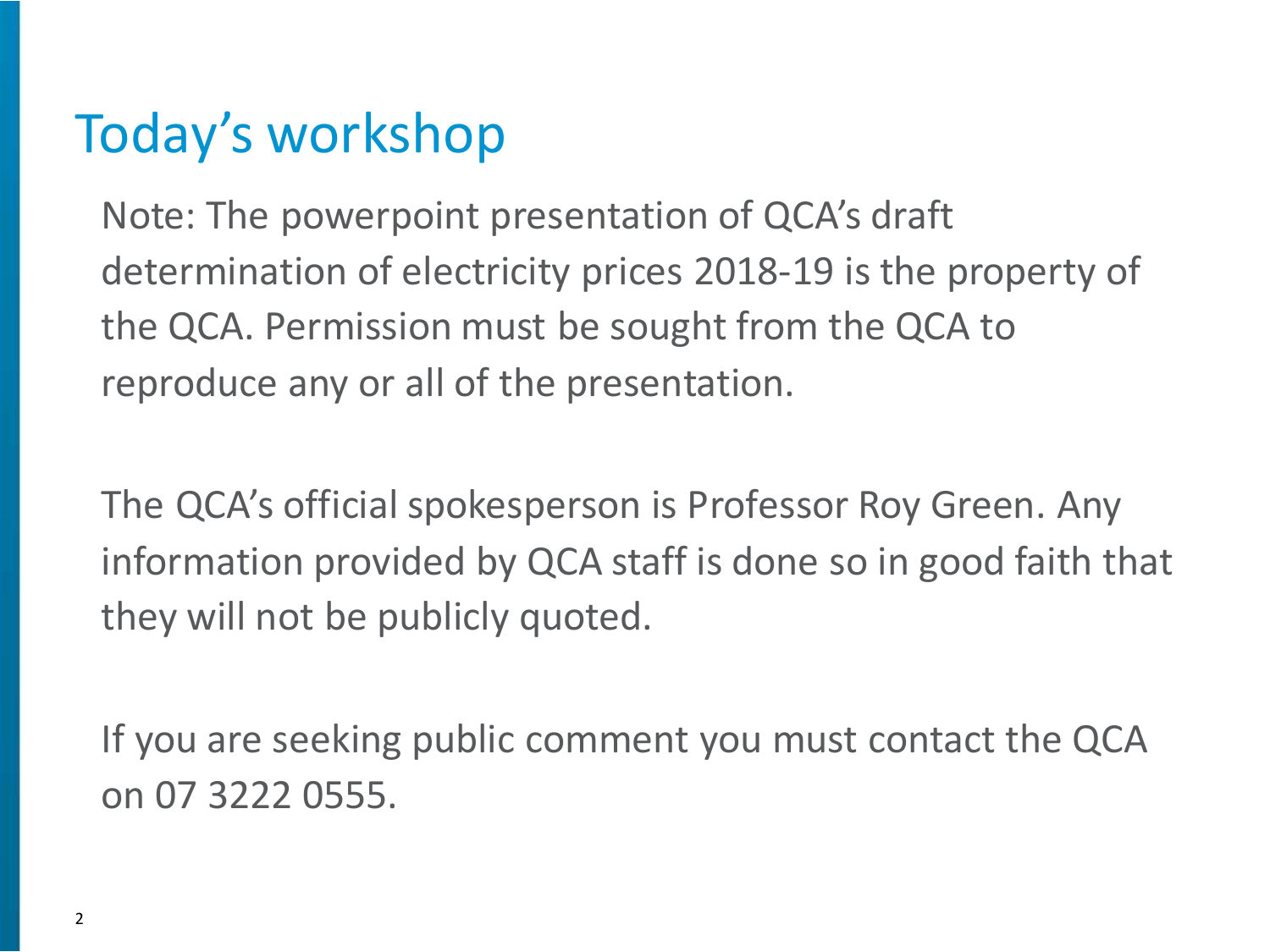# Today's workshop

Note: The powerpoint presentation of QCA's draft determination of electricity prices 2018-19 is the property of the QCA. Permission must be sought from the QCA to reproduce any or all of the presentation.

The QCA's official spokesperson is Professor Roy Green. Any information provided by QCA staff is done so in good faith that they will not be publicly quoted.

If you are seeking public comment you must contact the QCA on 07 3222 0555.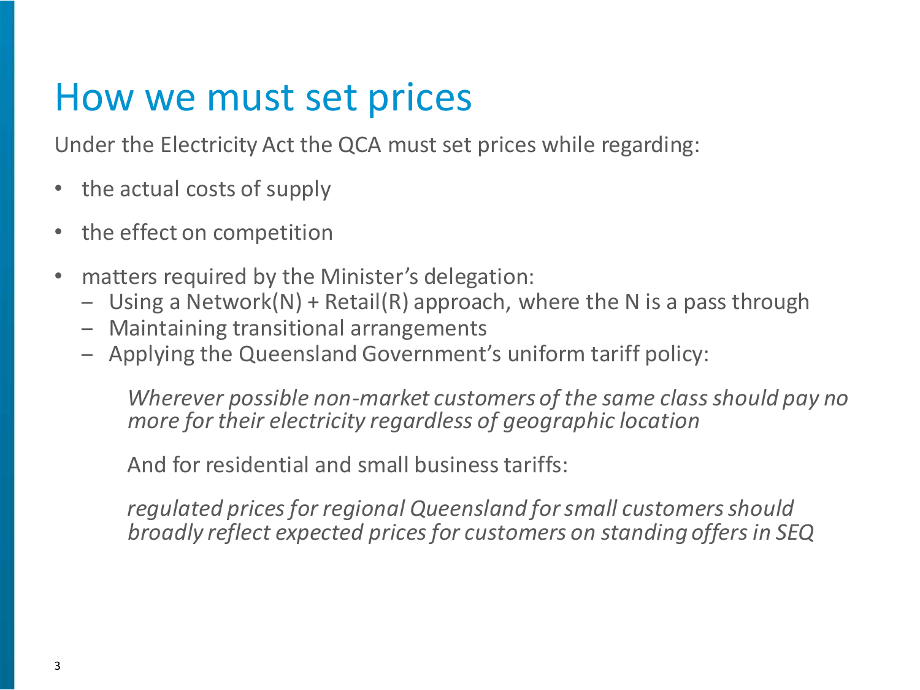# How we must set prices

Under the Electricity Act the QCA must set prices while regarding:

- the actual costs of supply
- the effect on competition
- matters required by the Minister's delegation:
  - Using a Network(N) + Retail(R) approach, where the N is a pass through
  - Maintaining transitional arrangements
  - Applying the Queensland Government's uniform tariff policy:

    *Wherever possible non-market customers of the same class should pay no more for their electricity regardless of geographic location*

    And for residential and small business tariffs:

    *regulated prices for regional Queensland for small customers should broadly reflect expected prices for customers on standing offers in SEQ*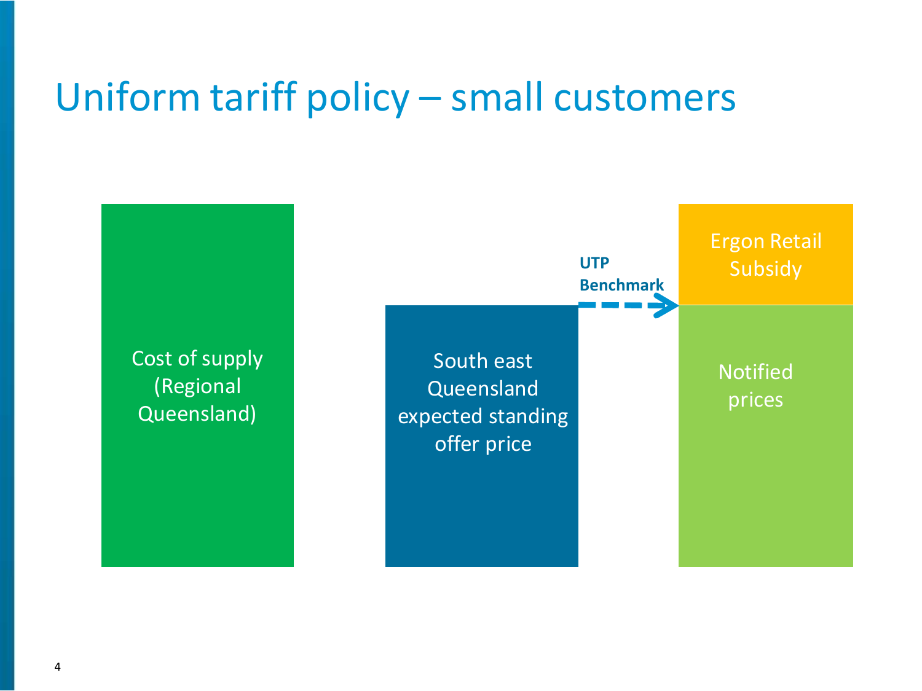# Uniform tariff policy – small customers

Cost of supply (Regional Queensland)

South east Queensland expected standing offer price

UTP Benchmark

Ergon Retail Subsidy

Notified prices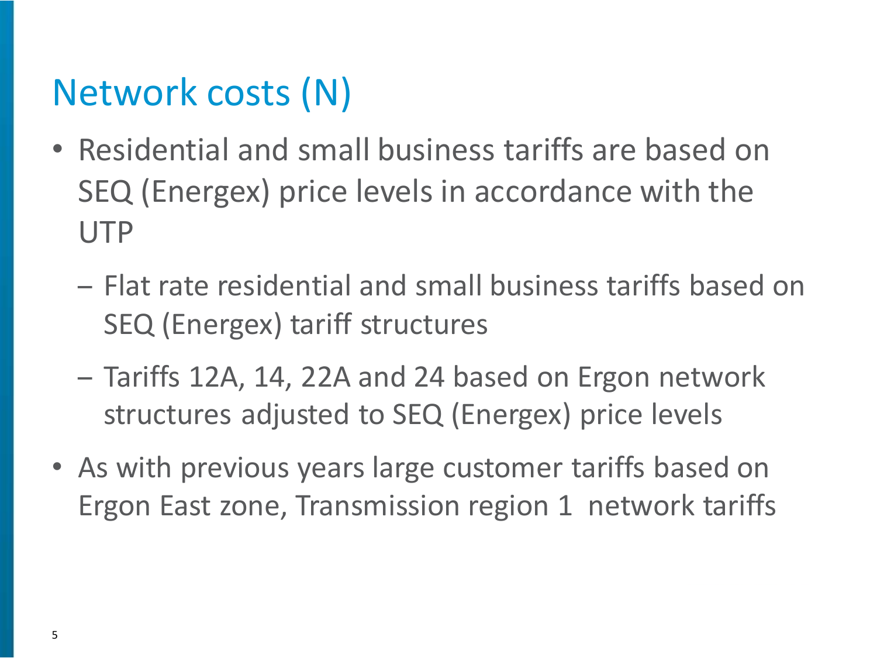# Network costs (N)

- Residential and small business tariffs are based on SEQ (Energex) price levels in accordance with the UTP
  - Flat rate residential and small business tariffs based on SEQ (Energex) tariff structures
  - Tariffs 12A, 14, 22A and 24 based on Ergon network structures adjusted to SEQ (Energex) price levels
- As with previous years large customer tariffs based on Ergon East zone, Transmission region 1 network tariffs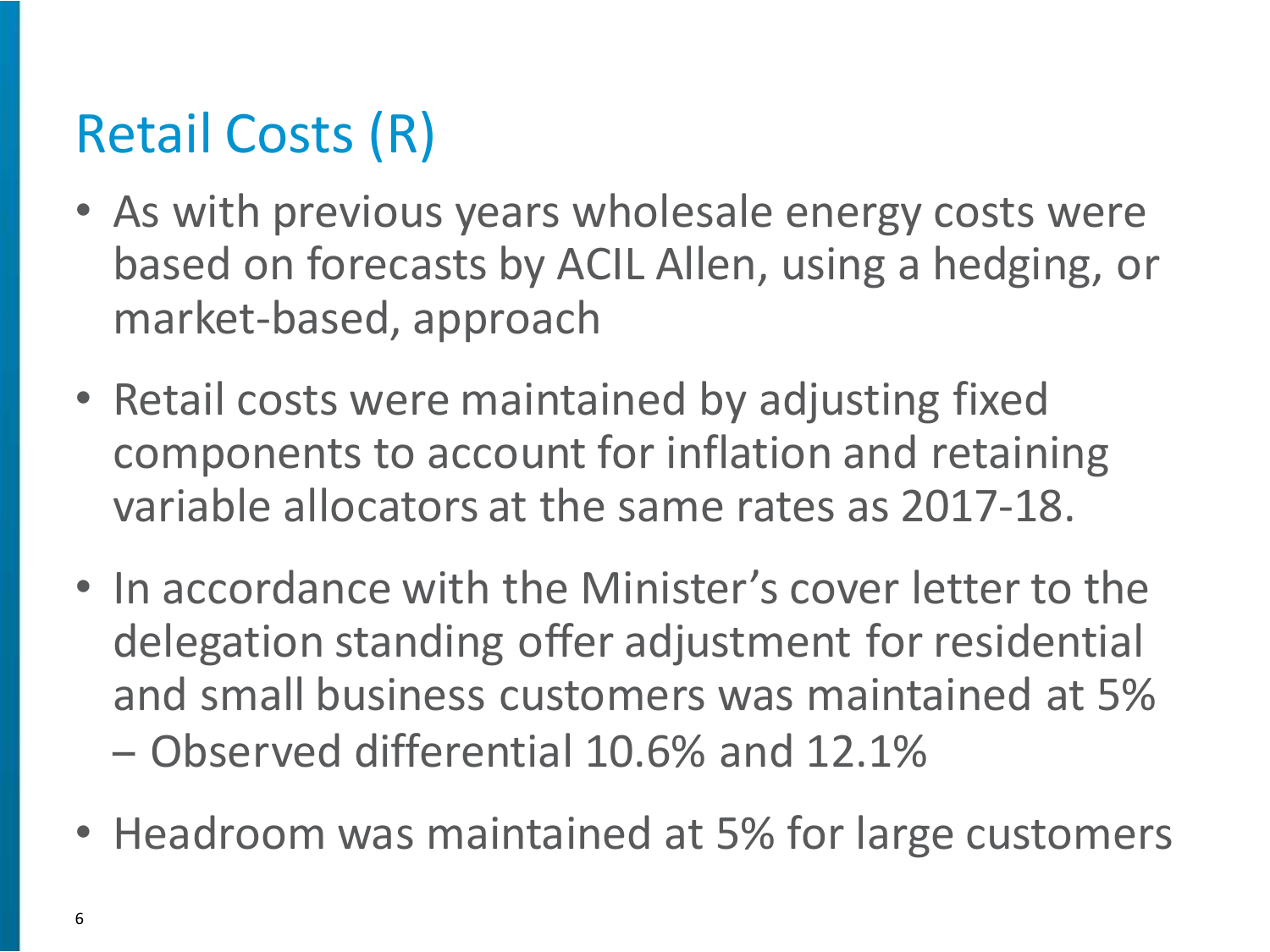# Retail Costs (R)

- As with previous years wholesale energy costs were based on forecasts by ACIL Allen, using a hedging, or market-based, approach
- Retail costs were maintained by adjusting fixed components to account for inflation and retaining variable allocators at the same rates as 2017-18.
- In accordance with the Minister's cover letter to the delegation standing offer adjustment for residential and small business customers was maintained at 5%
  - Observed differential 10.6% and 12.1%
- Headroom was maintained at 5% for large customers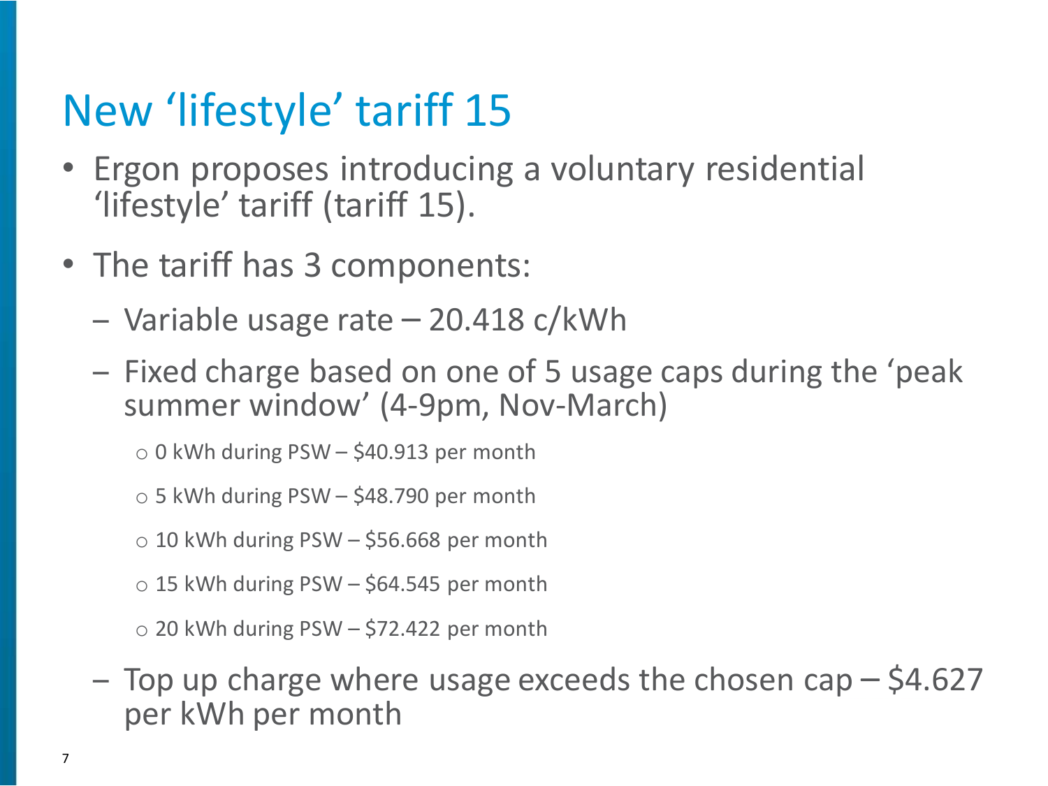# New 'lifestyle' tariff 15

- Ergon proposes introducing a voluntary residential 'lifestyle' tariff (tariff 15).
- The tariff has 3 components:
  - Variable usage rate – 20.418 c/kWh
  - Fixed charge based on one of 5 usage caps during the 'peak summer window' (4-9pm, Nov-March)
    - 0 kWh during PSW – $40.913 per month
    - 5 kWh during PSW – $48.790 per month
    - 10 kWh during PSW – $56.668 per month
    - 15 kWh during PSW – $64.545 per month
    - 20 kWh during PSW – $72.422 per month
  - Top up charge where usage exceeds the chosen cap – $4.627 per kWh per month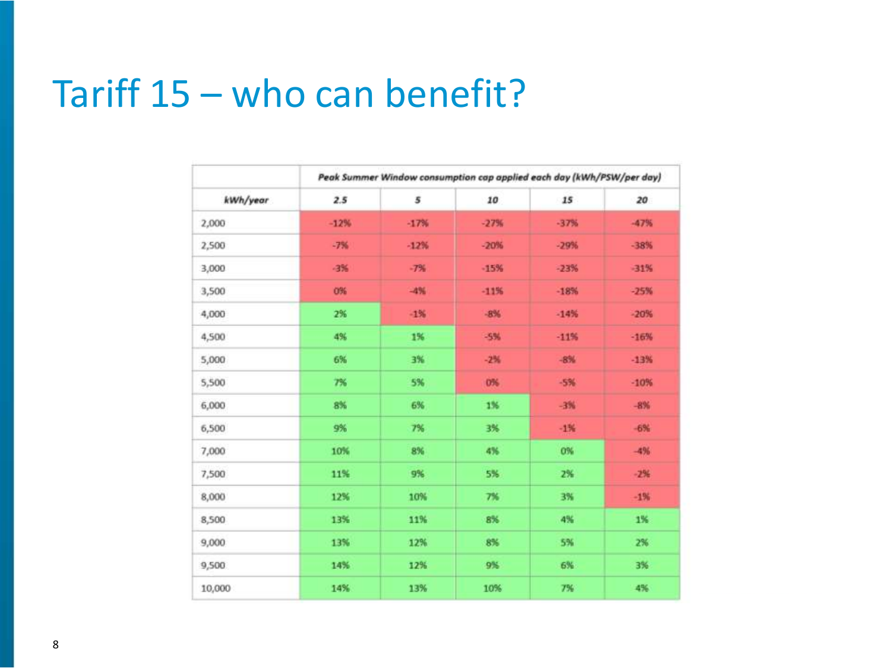# Tariff 15 – who can benefit?

| | *Peak Summer Window consumption cap applied each day (kWh/PSW/per day)* | | | | |
|---|---|---|---|---|---|
| ***kWh/year*** | ***2.5*** | ***5*** | ***10*** | ***15*** | ***20*** |
| 2,000 | -12% | -17% | -27% | -37% | -47% |
| 2,500 | -7% | -12% | -20% | -29% | -38% |
| 3,000 | -3% | -7% | -15% | -23% | -31% |
| 3,500 | 0% | -4% | -11% | -18% | -25% |
| 4,000 | 2% | -1% | -8% | -14% | -20% |
| 4,500 | 4% | 1% | -5% | -11% | -16% |
| 5,000 | 6% | 3% | -2% | -8% | -13% |
| 5,500 | 7% | 5% | 0% | -5% | -10% |
| 6,000 | 8% | 6% | 1% | -3% | -8% |
| 6,500 | 9% | 7% | 3% | -1% | -6% |
| 7,000 | 10% | 8% | 4% | 0% | -4% |
| 7,500 | 11% | 9% | 5% | 2% | -2% |
| 8,000 | 12% | 10% | 7% | 3% | -1% |
| 8,500 | 13% | 11% | 8% | 4% | 1% |
| 9,000 | 13% | 12% | 8% | 5% | 2% |
| 9,500 | 14% | 12% | 9% | 6% | 3% |
| 10,000 | 14% | 13% | 10% | 7% | 4% |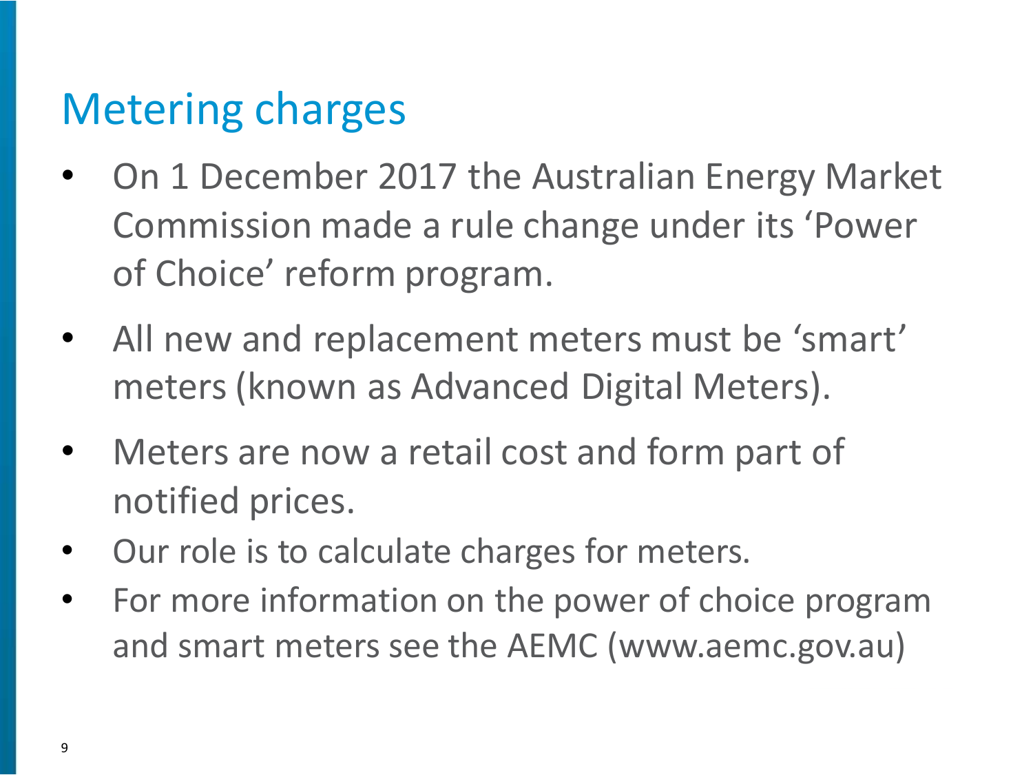# Metering charges

- On 1 December 2017 the Australian Energy Market Commission made a rule change under its 'Power of Choice' reform program.
- All new and replacement meters must be 'smart' meters (known as Advanced Digital Meters).
- Meters are now a retail cost and form part of notified prices.
- Our role is to calculate charges for meters.
- For more information on the power of choice program and smart meters see the AEMC (www.aemc.gov.au)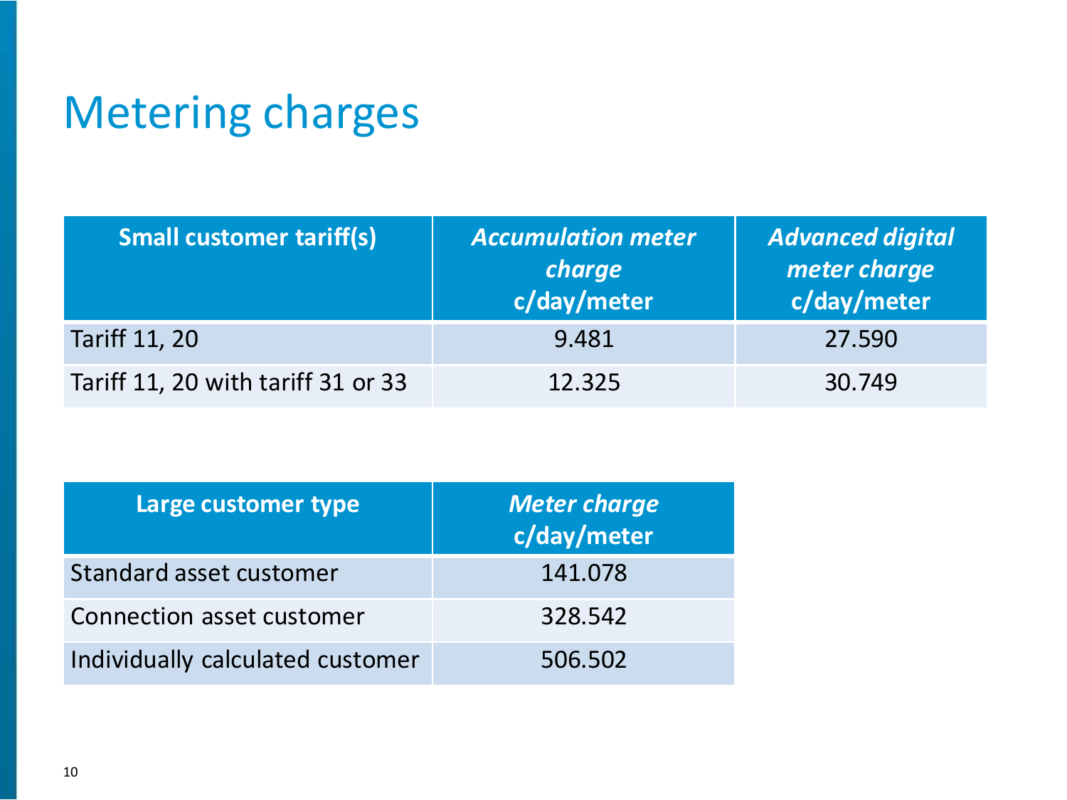# Metering charges

| Small customer tariff(s) | *Accumulation meter charge c/day/meter* | *Advanced digital meter charge c/day/meter* |
|---|---|---|
| Tariff 11, 20 | 9.481 | 27.590 |
| Tariff 11, 20 with tariff 31 or 33 | 12.325 | 30.749 |

| Large customer type | *Meter charge c/day/meter* |
|---|---|
| Standard asset customer | 141.078 |
| Connection asset customer | 328.542 |
| Individually calculated customer | 506.502 |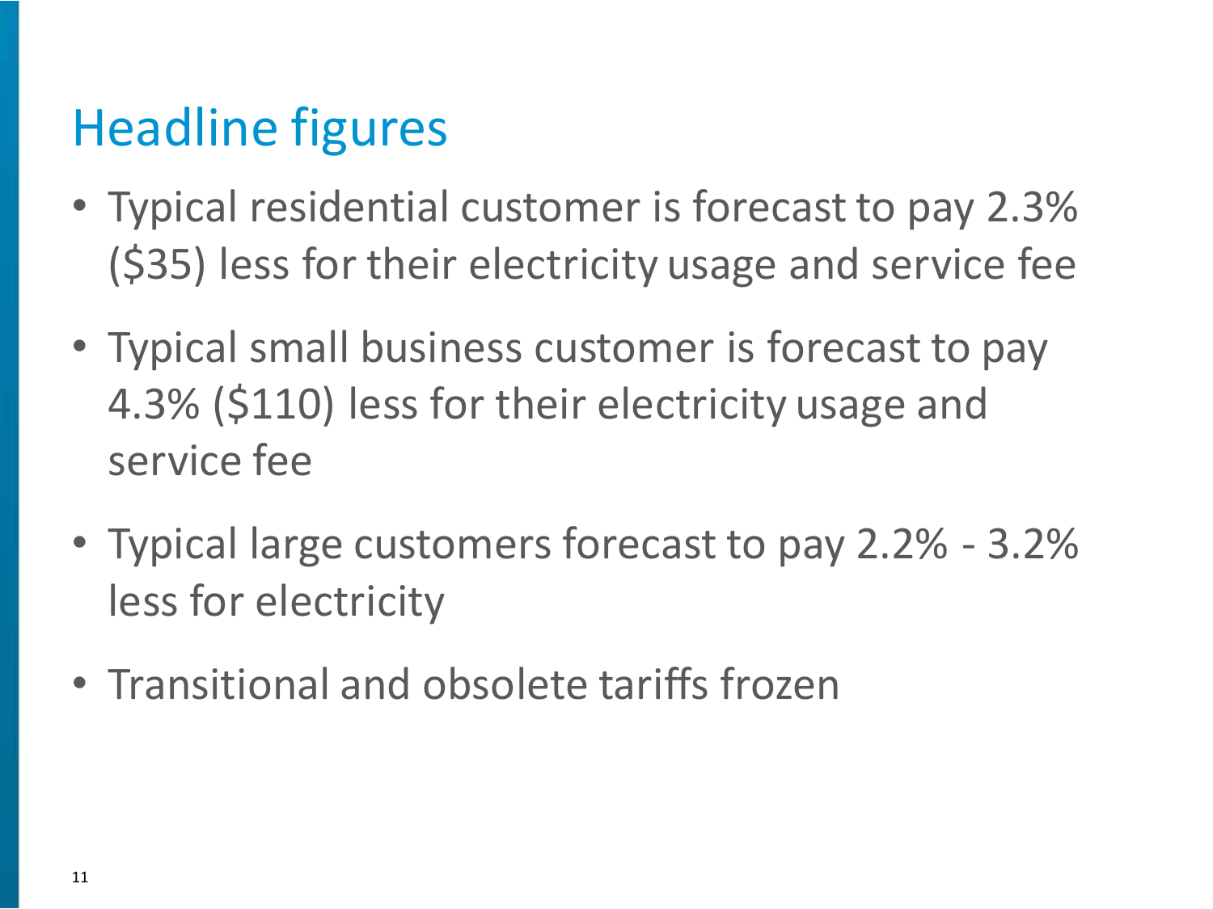## Headline figures

- Typical residential customer is forecast to pay 2.3% ($35) less for their electricity usage and service fee
- Typical small business customer is forecast to pay 4.3% ($110) less for their electricity usage and service fee
- Typical large customers forecast to pay 2.2% - 3.2% less for electricity
- Transitional and obsolete tariffs frozen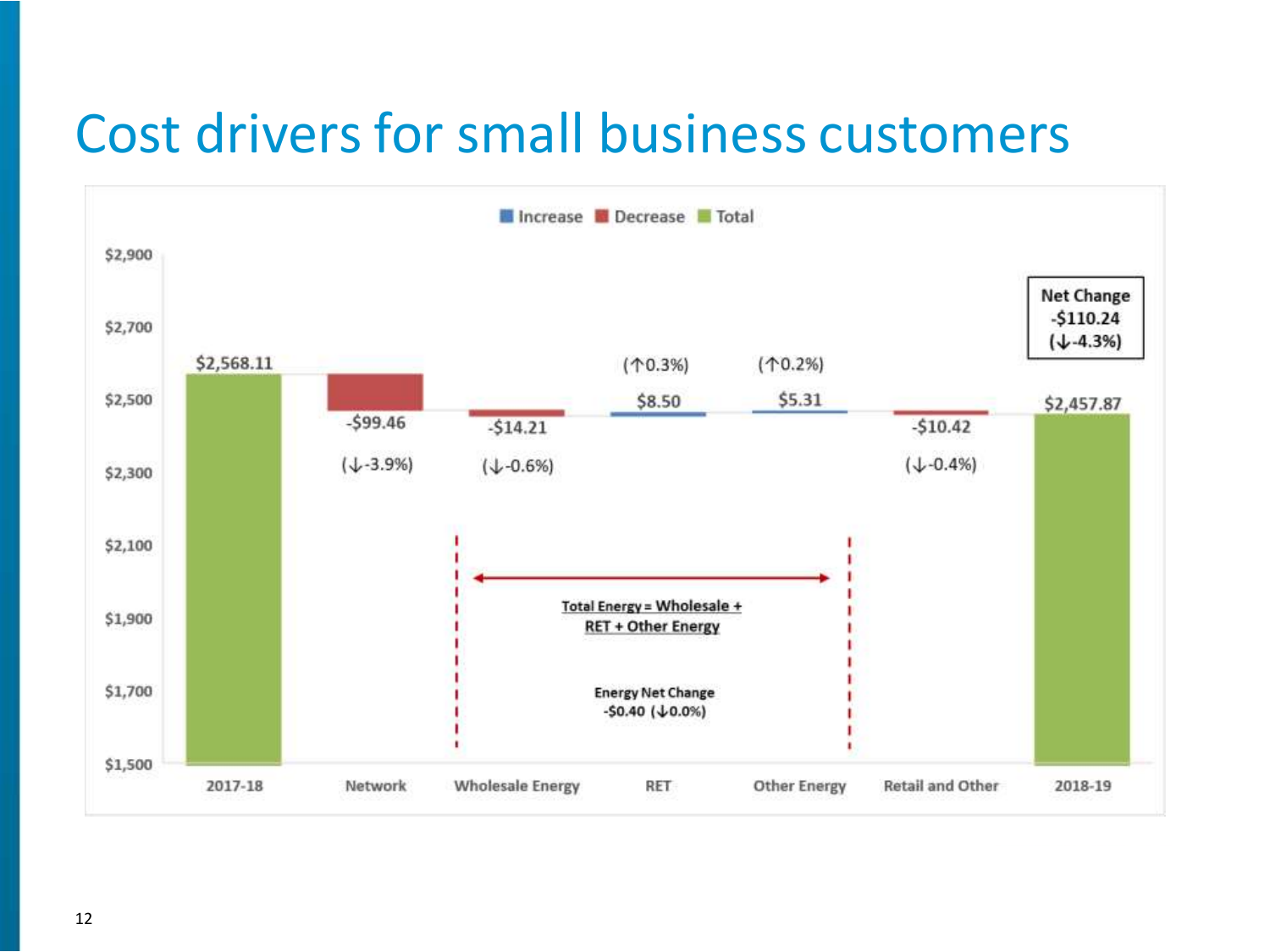# Cost drivers for small business customers

Increase | Decrease | Total

| | Value | Change |
|---|---|---|
| 2017-18 | $2,568.11 | |
| Network | -$99.46 | (↓-3.9%) |
| Wholesale Energy | -$14.21 | (↓-0.6%) |
| RET | $8.50 | (↑0.3%) |
| Other Energy | $5.31 | (↑0.2%) |
| Retail and Other | -$10.42 | (↓-0.4%) |
| 2018-19 | $2,457.87 | |

Net Change -$110.24 (↓-4.3%)

Total Energy = Wholesale + RET + Other Energy

Energy Net Change -$0.40 (↓0.0%)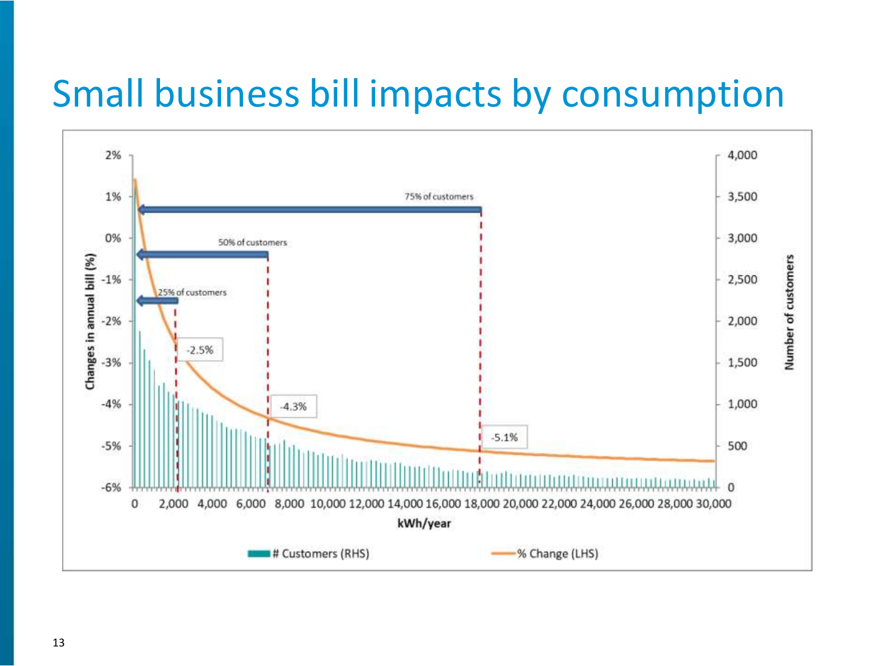# Small business bill impacts by consumption

Changes in annual bill (%)

Number of customers

75% of customers

50% of customers

25% of customers

-2.5%

-4.3%

-5.1%

kWh/year

# Customers (RHS)

% Change (LHS)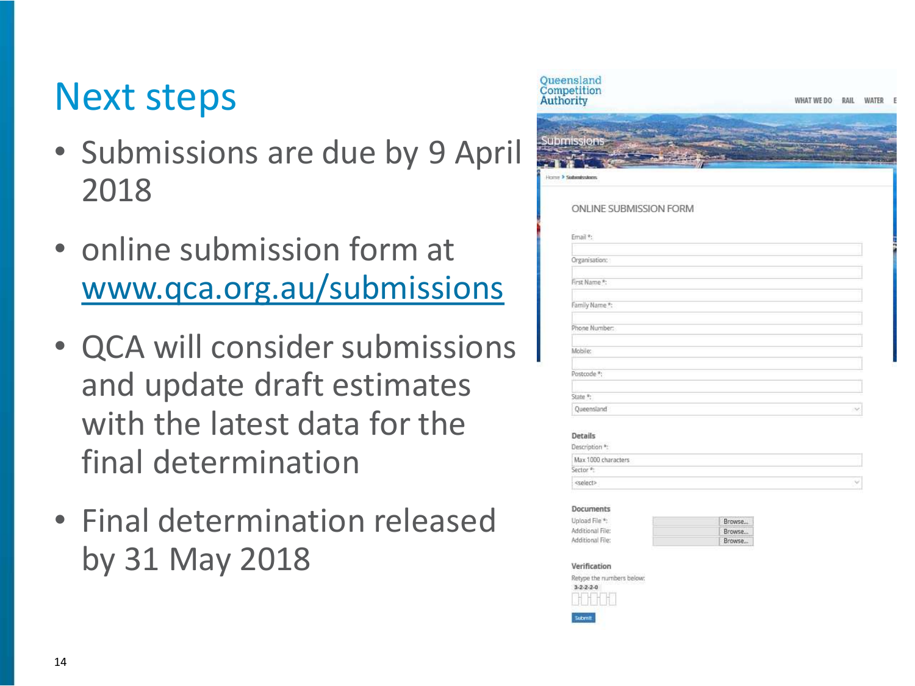# Next steps

- Submissions are due by 9 April 2018
- online submission form at www.qca.org.au/submissions
- QCA will consider submissions and update draft estimates with the latest data for the final determination
- Final determination released by 31 May 2018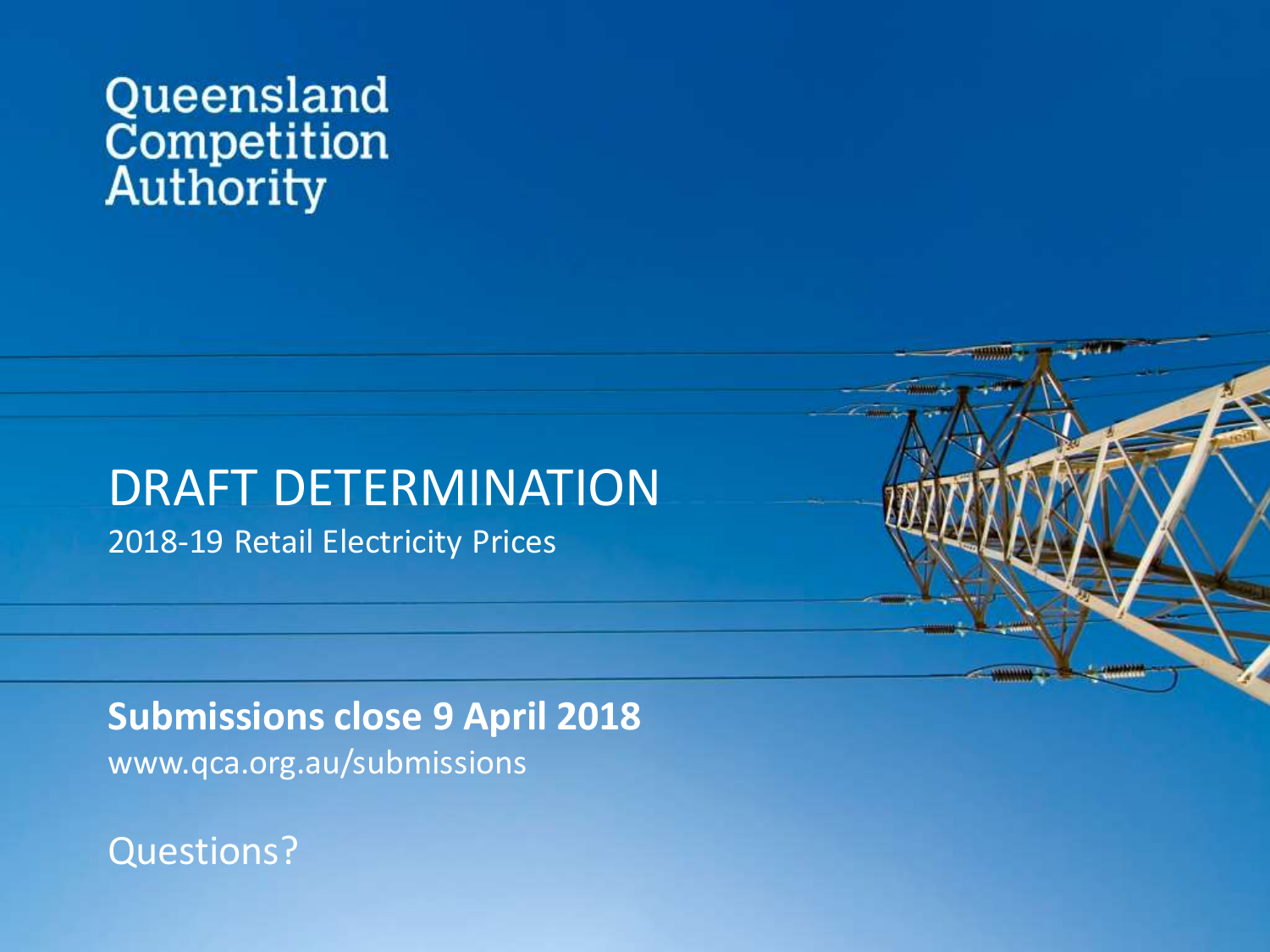Queensland Competition Authority

# DRAFT DETERMINATION

2018-19 Retail Electricity Prices

**Submissions close 9 April 2018**

www.qca.org.au/submissions

Questions?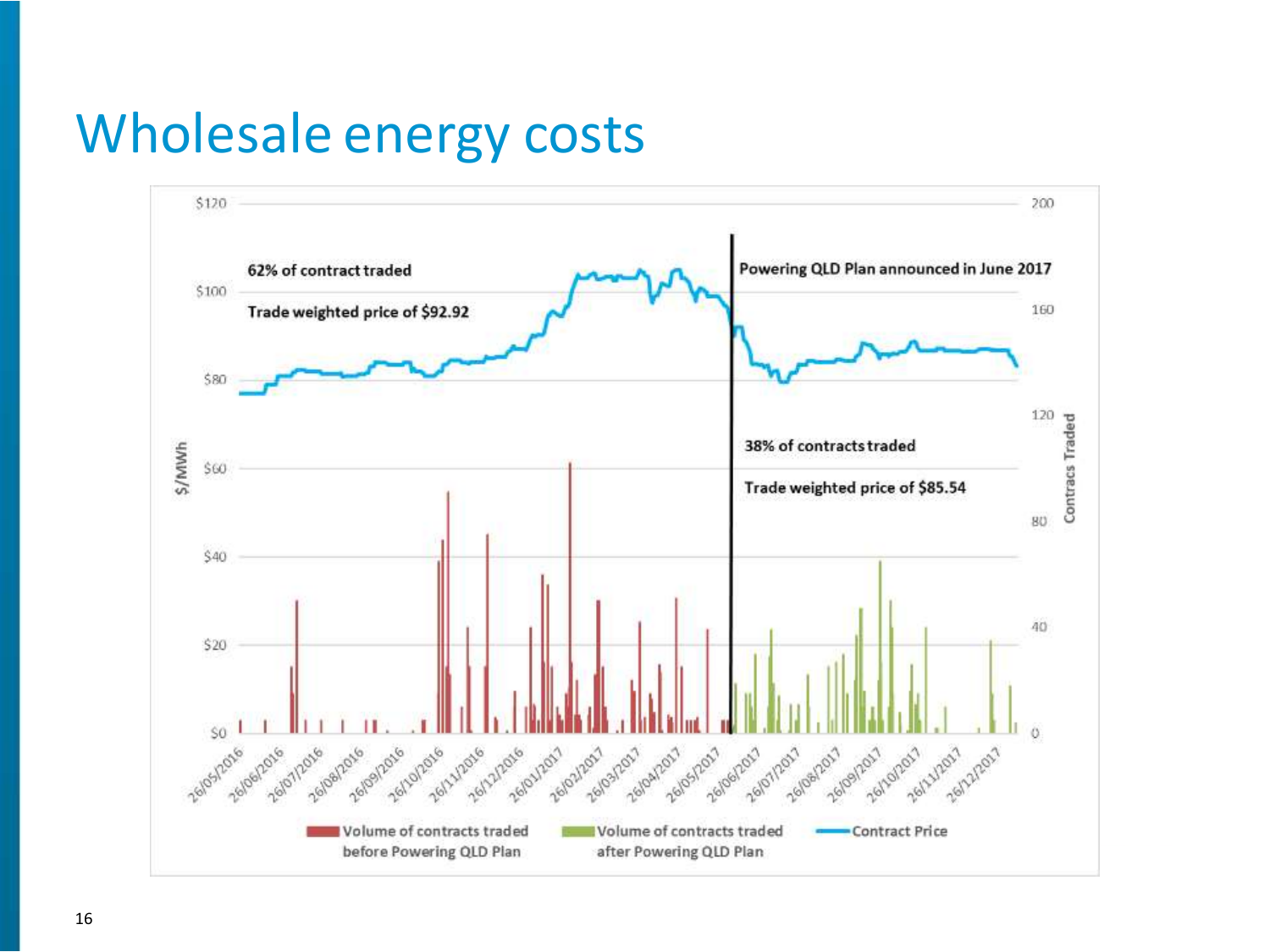# Wholesale energy costs

$120

$100

$80

$60

$40

$20

$0

$/MWh

200

160

120

80

40

0

Contracs Traded

62% of contract traded

Trade weighted price of $92.92

Powering QLD Plan announced in June 2017

38% of contracts traded

Trade weighted price of $85.54

26/05/2016 26/06/2016 26/07/2016 26/08/2016 26/09/2016 26/10/2016 26/11/2016 26/12/2016 26/01/2017 26/02/2017 26/03/2017 26/04/2017 26/05/2017 26/06/2017 26/07/2017 26/08/2017 26/09/2017 26/10/2017 26/11/2017 26/12/2017

Volume of contracts traded before Powering QLD Plan

Volume of contracts traded after Powering QLD Plan

Contract Price